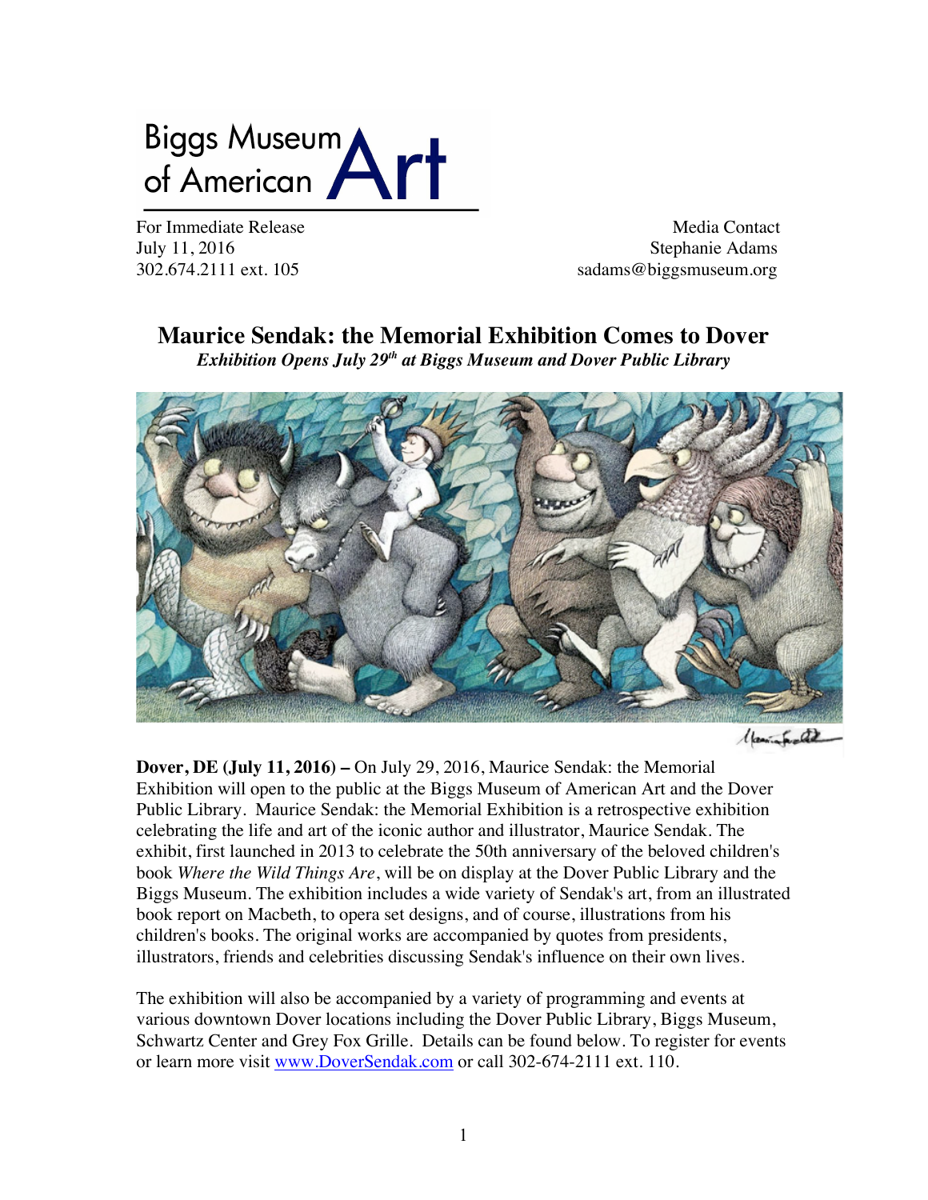Biggs Museum of American Art

For Immediate Release
July 11, 2016
302.674.2111 ext. 105

Media Contact
Stephanie Adams
sadams@biggsmuseum.org

# Maurice Sendak: the Memorial Exhibition Comes to Dover

***Exhibition Opens July 29th at Biggs Museum and Dover Public Library***

**Dover, DE (July 11, 2016) –** On July 29, 2016, Maurice Sendak: the Memorial Exhibition will open to the public at the Biggs Museum of American Art and the Dover Public Library. Maurice Sendak: the Memorial Exhibition is a retrospective exhibition celebrating the life and art of the iconic author and illustrator, Maurice Sendak. The exhibit, first launched in 2013 to celebrate the 50th anniversary of the beloved children's book *Where the Wild Things Are*, will be on display at the Dover Public Library and the Biggs Museum. The exhibition includes a wide variety of Sendak's art, from an illustrated book report on Macbeth, to opera set designs, and of course, illustrations from his children's books. The original works are accompanied by quotes from presidents, illustrators, friends and celebrities discussing Sendak's influence on their own lives.

The exhibition will also be accompanied by a variety of programming and events at various downtown Dover locations including the Dover Public Library, Biggs Museum, Schwartz Center and Grey Fox Grille. Details can be found below. To register for events or learn more visit www.DoverSendak.com or call 302-674-2111 ext. 110.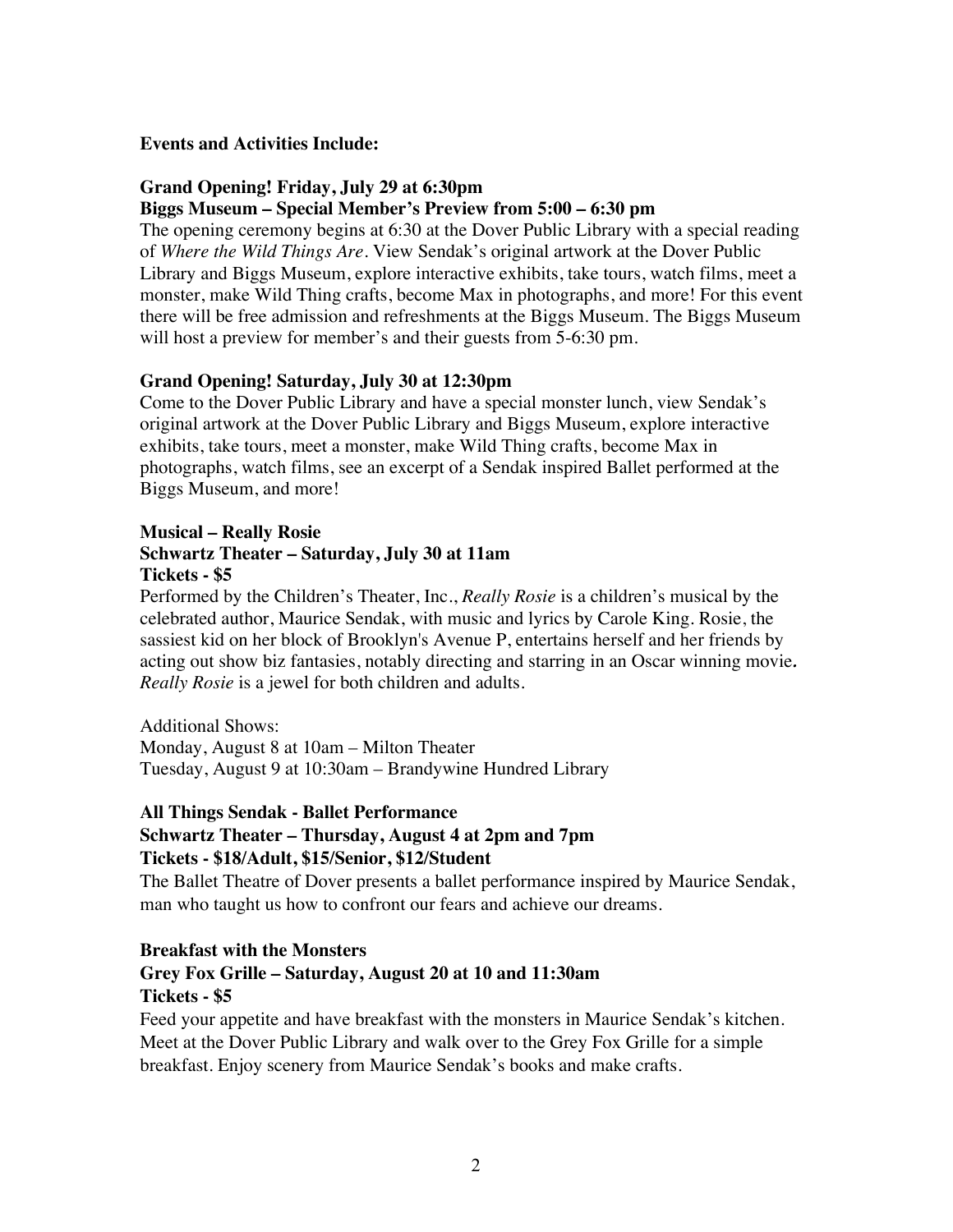**Events and Activities Include:**

**Grand Opening! Friday, July 29 at 6:30pm**
**Biggs Museum – Special Member's Preview from 5:00 – 6:30 pm**

The opening ceremony begins at 6:30 at the Dover Public Library with a special reading of *Where the Wild Things Are*. View Sendak's original artwork at the Dover Public Library and Biggs Museum, explore interactive exhibits, take tours, watch films, meet a monster, make Wild Thing crafts, become Max in photographs, and more! For this event there will be free admission and refreshments at the Biggs Museum. The Biggs Museum will host a preview for member's and their guests from 5-6:30 pm.

**Grand Opening! Saturday, July 30 at 12:30pm**

Come to the Dover Public Library and have a special monster lunch, view Sendak's original artwork at the Dover Public Library and Biggs Museum, explore interactive exhibits, take tours, meet a monster, make Wild Thing crafts, become Max in photographs, watch films, see an excerpt of a Sendak inspired Ballet performed at the Biggs Museum, and more!

**Musical – Really Rosie**
**Schwartz Theater – Saturday, July 30 at 11am**
**Tickets - $5**

Performed by the Children's Theater, Inc., *Really Rosie* is a children's musical by the celebrated author, Maurice Sendak, with music and lyrics by Carole King. Rosie, the sassiest kid on her block of Brooklyn's Avenue P, entertains herself and her friends by acting out show biz fantasies, notably directing and starring in an Oscar winning movie. *Really Rosie* is a jewel for both children and adults.

Additional Shows:
Monday, August 8 at 10am – Milton Theater
Tuesday, August 9 at 10:30am – Brandywine Hundred Library

**All Things Sendak - Ballet Performance**
**Schwartz Theater – Thursday, August 4 at 2pm and 7pm**
**Tickets - $18/Adult, $15/Senior, $12/Student**

The Ballet Theatre of Dover presents a ballet performance inspired by Maurice Sendak, man who taught us how to confront our fears and achieve our dreams.

**Breakfast with the Monsters**
**Grey Fox Grille – Saturday, August 20 at 10 and 11:30am**
**Tickets - $5**

Feed your appetite and have breakfast with the monsters in Maurice Sendak's kitchen. Meet at the Dover Public Library and walk over to the Grey Fox Grille for a simple breakfast. Enjoy scenery from Maurice Sendak's books and make crafts.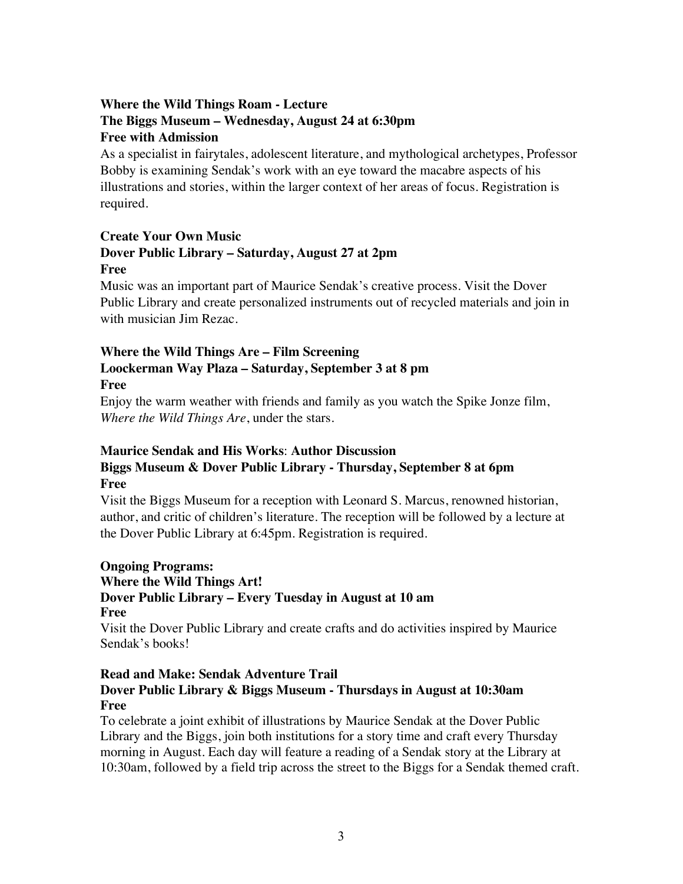**Where the Wild Things Roam - Lecture**
**The Biggs Museum – Wednesday, August 24 at 6:30pm**
**Free with Admission**

As a specialist in fairytales, adolescent literature, and mythological archetypes, Professor Bobby is examining Sendak's work with an eye toward the macabre aspects of his illustrations and stories, within the larger context of her areas of focus. Registration is required.

**Create Your Own Music**
**Dover Public Library – Saturday, August 27 at 2pm**
**Free**

Music was an important part of Maurice Sendak's creative process. Visit the Dover Public Library and create personalized instruments out of recycled materials and join in with musician Jim Rezac.

**Where the Wild Things Are – Film Screening**
**Loockerman Way Plaza – Saturday, September 3 at 8 pm**
**Free**

Enjoy the warm weather with friends and family as you watch the Spike Jonze film, *Where the Wild Things Are*, under the stars.

**Maurice Sendak and His Works**: **Author Discussion**
**Biggs Museum & Dover Public Library - Thursday, September 8 at 6pm**
**Free**

Visit the Biggs Museum for a reception with Leonard S. Marcus, renowned historian, author, and critic of children's literature. The reception will be followed by a lecture at the Dover Public Library at 6:45pm. Registration is required.

**Ongoing Programs:**

**Where the Wild Things Art!**
**Dover Public Library – Every Tuesday in August at 10 am**
**Free**

Visit the Dover Public Library and create crafts and do activities inspired by Maurice Sendak's books!

**Read and Make: Sendak Adventure Trail**
**Dover Public Library & Biggs Museum - Thursdays in August at 10:30am**
**Free**

To celebrate a joint exhibit of illustrations by Maurice Sendak at the Dover Public Library and the Biggs, join both institutions for a story time and craft every Thursday morning in August. Each day will feature a reading of a Sendak story at the Library at 10:30am, followed by a field trip across the street to the Biggs for a Sendak themed craft.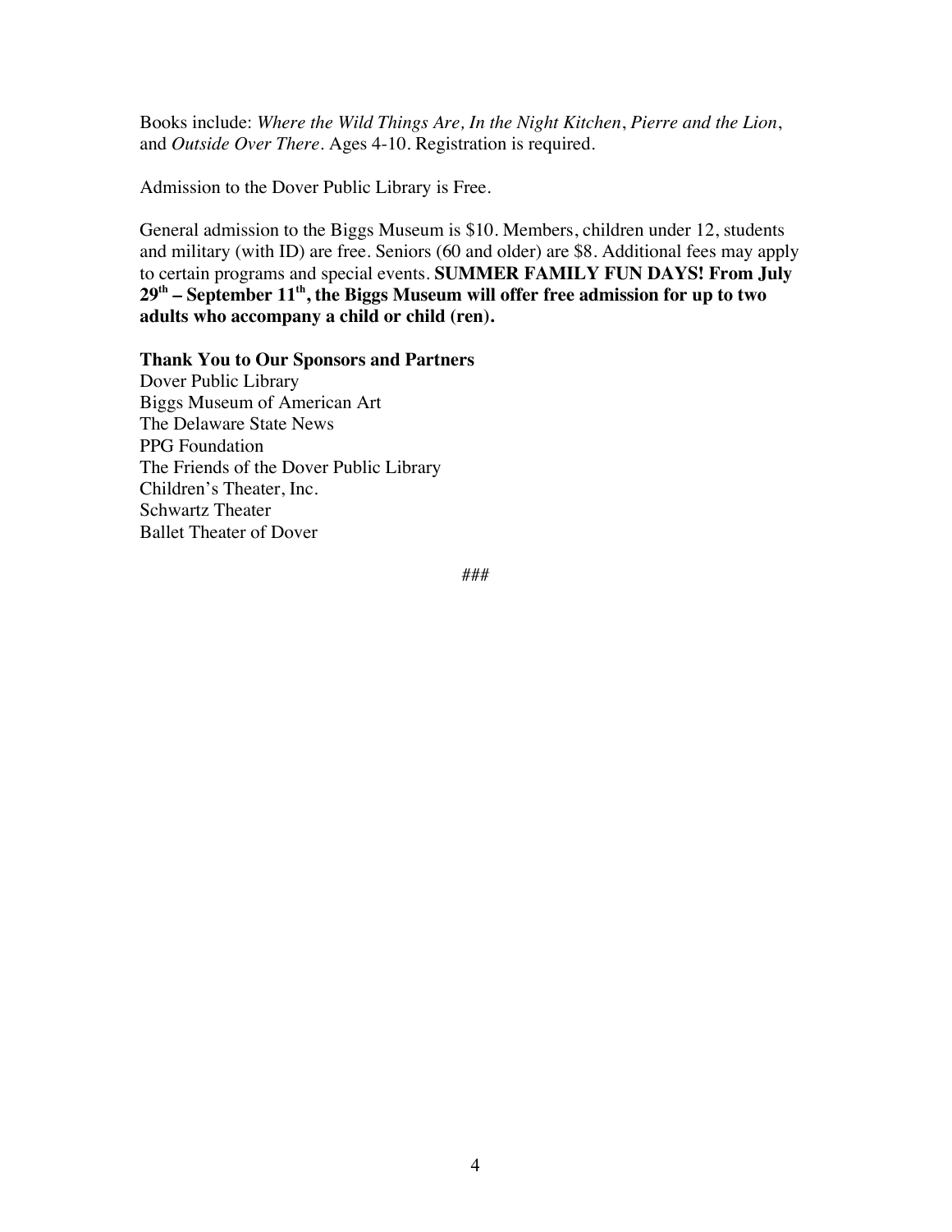Books include: *Where the Wild Things Are, In the Night Kitchen*, *Pierre and the Lion*, and *Outside Over There*. Ages 4-10. Registration is required.

Admission to the Dover Public Library is Free.

General admission to the Biggs Museum is $10. Members, children under 12, students and military (with ID) are free. Seniors (60 and older) are $8. Additional fees may apply to certain programs and special events. **SUMMER FAMILY FUN DAYS! From July 29th – September 11th, the Biggs Museum will offer free admission for up to two adults who accompany a child or child (ren).**

**Thank You to Our Sponsors and Partners**
Dover Public Library
Biggs Museum of American Art
The Delaware State News
PPG Foundation
The Friends of the Dover Public Library
Children's Theater, Inc.
Schwartz Theater
Ballet Theater of Dover

###